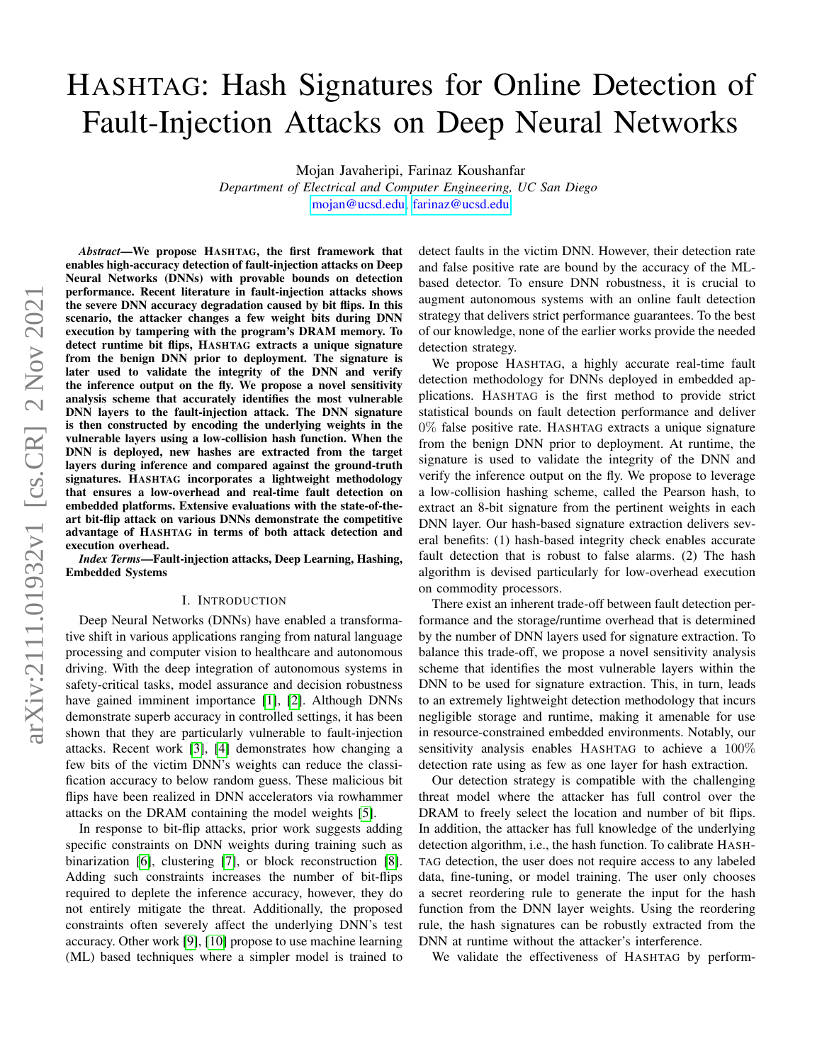# HASHTAG: Hash Signatures for Online Detection of Fault-Injection Attacks on Deep Neural Networks

Mojan Javaheripi, Farinaz Koushanfar

*Department of Electrical and Computer Engineering, UC San Diego*

mojan@ucsd.edu, farinaz@ucsd.edu

***Abstract*—We propose HASHTAG, the first framework that enables high-accuracy detection of fault-injection attacks on Deep Neural Networks (DNNs) with provable bounds on detection performance. Recent literature in fault-injection attacks shows the severe DNN accuracy degradation caused by bit flips. In this scenario, the attacker changes a few weight bits during DNN execution by tampering with the program's DRAM memory. To detect runtime bit flips, HASHTAG extracts a unique signature from the benign DNN prior to deployment. The signature is later used to validate the integrity of the DNN and verify the inference output on the fly. We propose a novel sensitivity analysis scheme that accurately identifies the most vulnerable DNN layers to the fault-injection attack. The DNN signature is then constructed by encoding the underlying weights in the vulnerable layers using a low-collision hash function. When the DNN is deployed, new hashes are extracted from the target layers during inference and compared against the ground-truth signatures. HASHTAG incorporates a lightweight methodology that ensures a low-overhead and real-time fault detection on embedded platforms. Extensive evaluations with the state-of-the-art bit-flip attack on various DNNs demonstrate the competitive advantage of HASHTAG in terms of both attack detection and execution overhead.**

***Index Terms*—Fault-injection attacks, Deep Learning, Hashing, Embedded Systems**

## I. INTRODUCTION

Deep Neural Networks (DNNs) have enabled a transformative shift in various applications ranging from natural language processing and computer vision to healthcare and autonomous driving. With the deep integration of autonomous systems in safety-critical tasks, model assurance and decision robustness have gained imminent importance [1], [2]. Although DNNs demonstrate superb accuracy in controlled settings, it has been shown that they are particularly vulnerable to fault-injection attacks. Recent work [3], [4] demonstrates how changing a few bits of the victim DNN's weights can reduce the classification accuracy to below random guess. These malicious bit flips have been realized in DNN accelerators via rowhammer attacks on the DRAM containing the model weights [5].

In response to bit-flip attacks, prior work suggests adding specific constraints on DNN weights during training such as binarization [6], clustering [7], or block reconstruction [8]. Adding such constraints increases the number of bit-flips required to deplete the inference accuracy, however, they do not entirely mitigate the threat. Additionally, the proposed constraints often severely affect the underlying DNN's test accuracy. Other work [9], [10] propose to use machine learning (ML) based techniques where a simpler model is trained to detect faults in the victim DNN. However, their detection rate and false positive rate are bound by the accuracy of the ML-based detector. To ensure DNN robustness, it is crucial to augment autonomous systems with an online fault detection strategy that delivers strict performance guarantees. To the best of our knowledge, none of the earlier works provide the needed detection strategy.

We propose HASHTAG, a highly accurate real-time fault detection methodology for DNNs deployed in embedded applications. HASHTAG is the first method to provide strict statistical bounds on fault detection performance and deliver $0\%$ false positive rate. HASHTAG extracts a unique signature from the benign DNN prior to deployment. At runtime, the signature is used to validate the integrity of the DNN and verify the inference output on the fly. We propose to leverage a low-collision hashing scheme, called the Pearson hash, to extract an 8-bit signature from the pertinent weights in each DNN layer. Our hash-based signature extraction delivers several benefits: (1) hash-based integrity check enables accurate fault detection that is robust to false alarms. (2) The hash algorithm is devised particularly for low-overhead execution on commodity processors.

There exist an inherent trade-off between fault detection performance and the storage/runtime overhead that is determined by the number of DNN layers used for signature extraction. To balance this trade-off, we propose a novel sensitivity analysis scheme that identifies the most vulnerable layers within the DNN to be used for signature extraction. This, in turn, leads to an extremely lightweight detection methodology that incurs negligible storage and runtime, making it amenable for use in resource-constrained embedded environments. Notably, our sensitivity analysis enables HASHTAG to achieve a $100\%$ detection rate using as few as one layer for hash extraction.

Our detection strategy is compatible with the challenging threat model where the attacker has full control over the DRAM to freely select the location and number of bit flips. In addition, the attacker has full knowledge of the underlying detection algorithm, i.e., the hash function. To calibrate HASHTAG detection, the user does not require access to any labeled data, fine-tuning, or model training. The user only chooses a secret reordering rule to generate the input for the hash function from the DNN layer weights. Using the reordering rule, the hash signatures can be robustly extracted from the DNN at runtime without the attacker's interference.

We validate the effectiveness of HASHTAG by perform-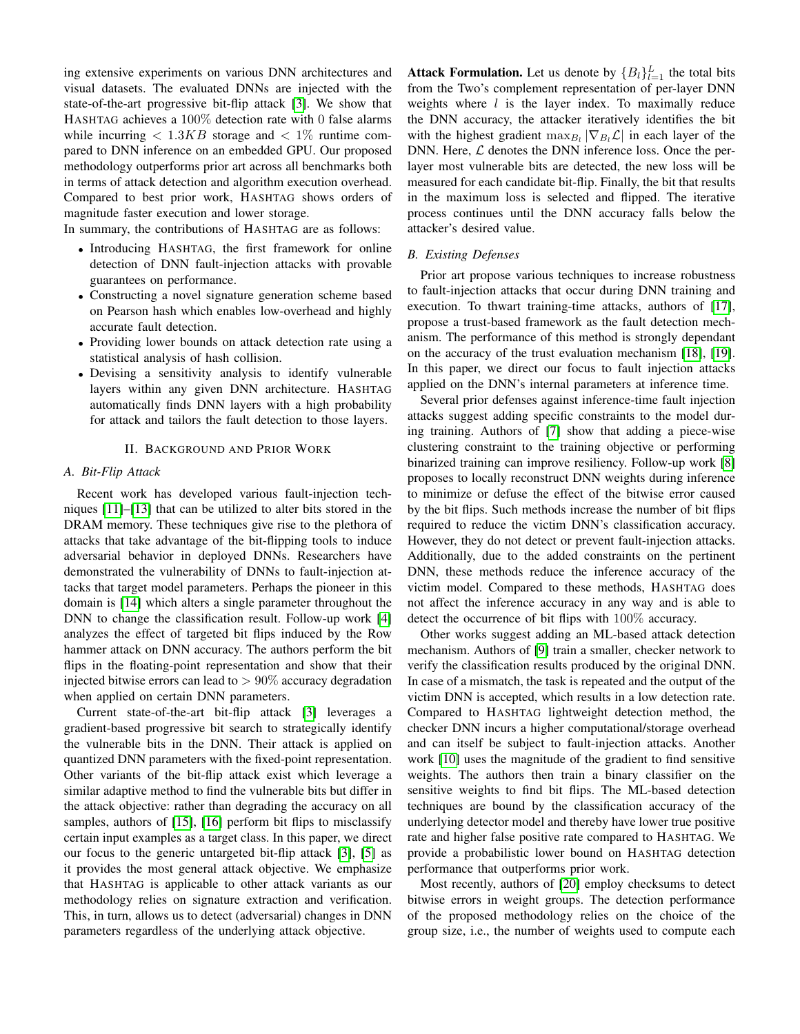ing extensive experiments on various DNN architectures and visual datasets. The evaluated DNNs are injected with the state-of-the-art progressive bit-flip attack [3]. We show that HASHTAG achieves a $100\%$ detection rate with $0$ false alarms while incurring $< 1.3KB$ storage and $< 1\%$ runtime compared to DNN inference on an embedded GPU. Our proposed methodology outperforms prior art across all benchmarks both in terms of attack detection and algorithm execution overhead. Compared to best prior work, HASHTAG shows orders of magnitude faster execution and lower storage.

In summary, the contributions of HASHTAG are as follows:

- Introducing HASHTAG, the first framework for online detection of DNN fault-injection attacks with provable guarantees on performance.
- Constructing a novel signature generation scheme based on Pearson hash which enables low-overhead and highly accurate fault detection.
- Providing lower bounds on attack detection rate using a statistical analysis of hash collision.
- Devising a sensitivity analysis to identify vulnerable layers within any given DNN architecture. HASHTAG automatically finds DNN layers with a high probability for attack and tailors the fault detection to those layers.

## II. Background and Prior Work

### A. Bit-Flip Attack

Recent work has developed various fault-injection techniques [11]–[13] that can be utilized to alter bits stored in the DRAM memory. These techniques give rise to the plethora of attacks that take advantage of the bit-flipping tools to induce adversarial behavior in deployed DNNs. Researchers have demonstrated the vulnerability of DNNs to fault-injection attacks that target model parameters. Perhaps the pioneer in this domain is [14] which alters a single parameter throughout the DNN to change the classification result. Follow-up work [4] analyzes the effect of targeted bit flips induced by the Row hammer attack on DNN accuracy. The authors perform the bit flips in the floating-point representation and show that their injected bitwise errors can lead to $> 90\%$ accuracy degradation when applied on certain DNN parameters.

Current state-of-the-art bit-flip attack [3] leverages a gradient-based progressive bit search to strategically identify the vulnerable bits in the DNN. Their attack is applied on quantized DNN parameters with the fixed-point representation. Other variants of the bit-flip attack exist which leverage a similar adaptive method to find the vulnerable bits but differ in the attack objective: rather than degrading the accuracy on all samples, authors of [15], [16] perform bit flips to misclassify certain input examples as a target class. In this paper, we direct our focus to the generic untargeted bit-flip attack [3], [5] as it provides the most general attack objective. We emphasize that HASHTAG is applicable to other attack variants as our methodology relies on signature extraction and verification. This, in turn, allows us to detect (adversarial) changes in DNN parameters regardless of the underlying attack objective.

**Attack Formulation.** Let us denote by $\{B_l\}_{l=1}^{L}$ the total bits from the Two's complement representation of per-layer DNN weights where $l$ is the layer index. To maximally reduce the DNN accuracy, the attacker iteratively identifies the bit with the highest gradient $\max_{B_l} |\nabla_{B_l}\mathcal{L}|$ in each layer of the DNN. Here, $\mathcal{L}$ denotes the DNN inference loss. Once the per-layer most vulnerable bits are detected, the new loss will be measured for each candidate bit-flip. Finally, the bit that results in the maximum loss is selected and flipped. The iterative process continues until the DNN accuracy falls below the attacker's desired value.

### B. Existing Defenses

Prior art propose various techniques to increase robustness to fault-injection attacks that occur during DNN training and execution. To thwart training-time attacks, authors of [17], propose a trust-based framework as the fault detection mechanism. The performance of this method is strongly dependant on the accuracy of the trust evaluation mechanism [18], [19]. In this paper, we direct our focus to fault injection attacks applied on the DNN's internal parameters at inference time.

Several prior defenses against inference-time fault injection attacks suggest adding specific constraints to the model during training. Authors of [7] show that adding a piece-wise clustering constraint to the training objective or performing binarized training can improve resiliency. Follow-up work [8] proposes to locally reconstruct DNN weights during inference to minimize or defuse the effect of the bitwise error caused by the bit flips. Such methods increase the number of bit flips required to reduce the victim DNN's classification accuracy. However, they do not detect or prevent fault-injection attacks. Additionally, due to the added constraints on the pertinent DNN, these methods reduce the inference accuracy of the victim model. Compared to these methods, HASHTAG does not affect the inference accuracy in any way and is able to detect the occurrence of bit flips with $100\%$ accuracy.

Other works suggest adding an ML-based attack detection mechanism. Authors of [9] train a smaller, checker network to verify the classification results produced by the original DNN. In case of a mismatch, the task is repeated and the output of the victim DNN is accepted, which results in a low detection rate. Compared to HASHTAG lightweight detection method, the checker DNN incurs a higher computational/storage overhead and can itself be subject to fault-injection attacks. Another work [10] uses the magnitude of the gradient to find sensitive weights. The authors then train a binary classifier on the sensitive weights to find bit flips. The ML-based detection techniques are bound by the classification accuracy of the underlying detector model and thereby have lower true positive rate and higher false positive rate compared to HASHTAG. We provide a probabilistic lower bound on HASHTAG detection performance that outperforms prior work.

Most recently, authors of [20] employ checksums to detect bitwise errors in weight groups. The detection performance of the proposed methodology relies on the choice of the group size, i.e., the number of weights used to compute each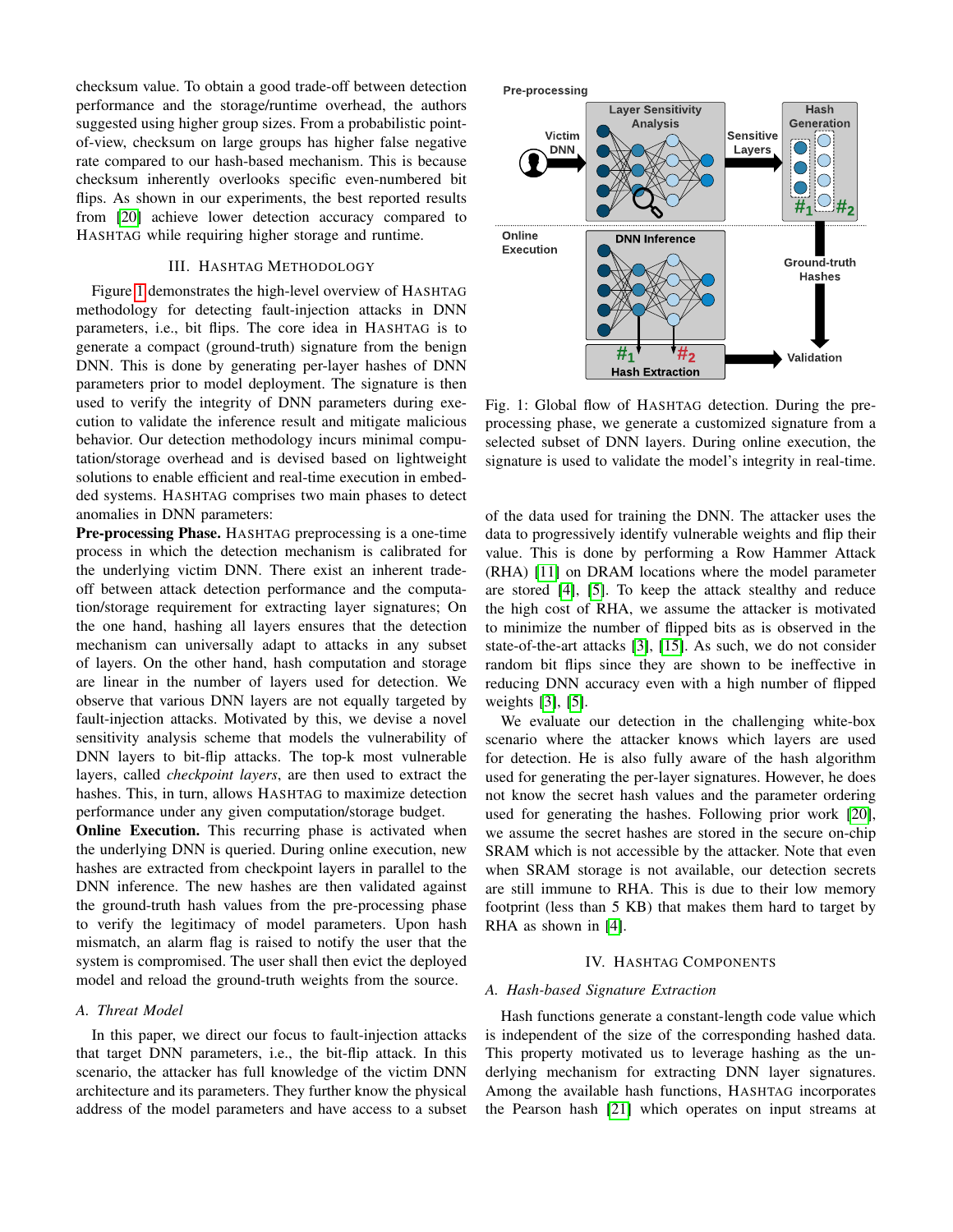checksum value. To obtain a good trade-off between detection performance and the storage/runtime overhead, the authors suggested using higher group sizes. From a probabilistic point-of-view, checksum on large groups has higher false negative rate compared to our hash-based mechanism. This is because checksum inherently overlooks specific even-numbered bit flips. As shown in our experiments, the best reported results from [20] achieve lower detection accuracy compared to HASHTAG while requiring higher storage and runtime.

## III. HASHTAG METHODOLOGY

Figure 1 demonstrates the high-level overview of HASHTAG methodology for detecting fault-injection attacks in DNN parameters, i.e., bit flips. The core idea in HASHTAG is to generate a compact (ground-truth) signature from the benign DNN. This is done by generating per-layer hashes of DNN parameters prior to model deployment. The signature is then used to verify the integrity of DNN parameters during execution to validate the inference result and mitigate malicious behavior. Our detection methodology incurs minimal computation/storage overhead and is devised based on lightweight solutions to enable efficient and real-time execution in embedded systems. HASHTAG comprises two main phases to detect anomalies in DNN parameters:

**Pre-processing Phase.** HASHTAG preprocessing is a one-time process in which the detection mechanism is calibrated for the underlying victim DNN. There exist an inherent trade-off between attack detection performance and the computation/storage requirement for extracting layer signatures; On the one hand, hashing all layers ensures that the detection mechanism can universally adapt to attacks in any subset of layers. On the other hand, hash computation and storage are linear in the number of layers used for detection. We observe that various DNN layers are not equally targeted by fault-injection attacks. Motivated by this, we devise a novel sensitivity analysis scheme that models the vulnerability of DNN layers to bit-flip attacks. The top-k most vulnerable layers, called *checkpoint layers*, are then used to extract the hashes. This, in turn, allows HASHTAG to maximize detection performance under any given computation/storage budget.

**Online Execution.** This recurring phase is activated when the underlying DNN is queried. During online execution, new hashes are extracted from checkpoint layers in parallel to the DNN inference. The new hashes are then validated against the ground-truth hash values from the pre-processing phase to verify the legitimacy of model parameters. Upon hash mismatch, an alarm flag is raised to notify the user that the system is compromised. The user shall then evict the deployed model and reload the ground-truth weights from the source.

Fig. 1: Global flow of HASHTAG detection. During the pre-processing phase, we generate a customized signature from a selected subset of DNN layers. During online execution, the signature is used to validate the model's integrity in real-time.

### A. Threat Model

In this paper, we direct our focus to fault-injection attacks that target DNN parameters, i.e., the bit-flip attack. In this scenario, the attacker has full knowledge of the victim DNN architecture and its parameters. They further know the physical address of the model parameters and have access to a subset of the data used for training the DNN. The attacker uses the data to progressively identify vulnerable weights and flip their value. This is done by performing a Row Hammer Attack (RHA) [11] on DRAM locations where the model parameter are stored [4], [5]. To keep the attack stealthy and reduce the high cost of RHA, we assume the attacker is motivated to minimize the number of flipped bits as is observed in the state-of-the-art attacks [3], [15]. As such, we do not consider random bit flips since they are shown to be ineffective in reducing DNN accuracy even with a high number of flipped weights [3], [5].

We evaluate our detection in the challenging white-box scenario where the attacker knows which layers are used for detection. He is also fully aware of the hash algorithm used for generating the per-layer signatures. However, he does not know the secret hash values and the parameter ordering used for generating the hashes. Following prior work [20], we assume the secret hashes are stored in the secure on-chip SRAM which is not accessible by the attacker. Note that even when SRAM storage is not available, our detection secrets are still immune to RHA. This is due to their low memory footprint (less than 5 KB) that makes them hard to target by RHA as shown in [4].

## IV. HASHTAG COMPONENTS

### A. Hash-based Signature Extraction

Hash functions generate a constant-length code value which is independent of the size of the corresponding hashed data. This property motivated us to leverage hashing as the underlying mechanism for extracting DNN layer signatures. Among the available hash functions, HASHTAG incorporates the Pearson hash [21] which operates on input streams at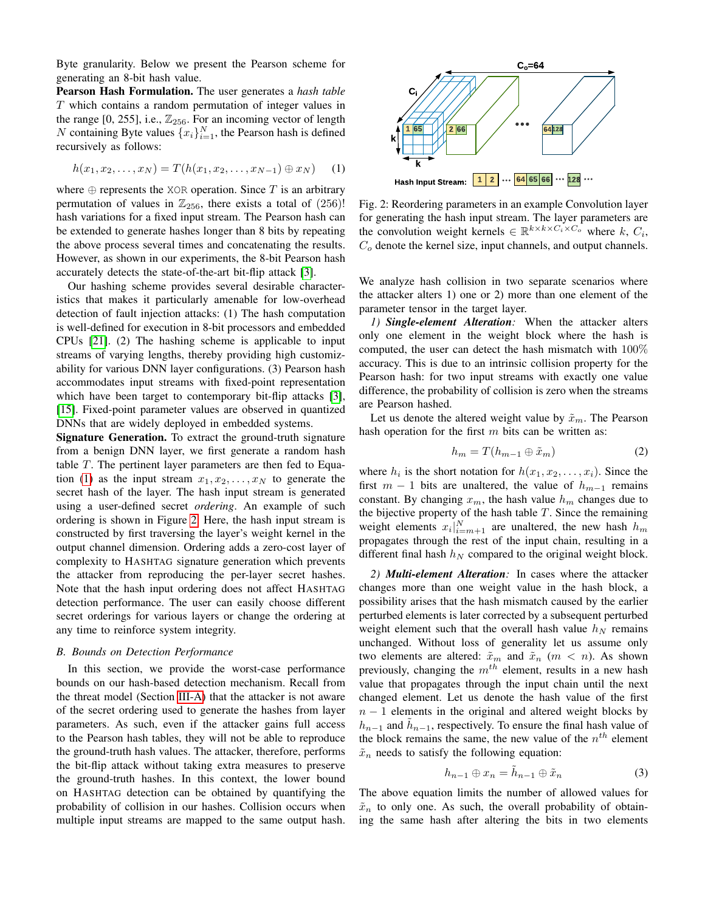Byte granularity. Below we present the Pearson scheme for generating an 8-bit hash value.

**Pearson Hash Formulation.** The user generates a *hash table* $T$ which contains a random permutation of integer values in the range [0, 255], i.e., $\mathbb{Z}_{256}$. For an incoming vector of length $N$ containing Byte values $\{x_i\}_{i=1}^{N}$, the Pearson hash is defined recursively as follows:

$$h(x_1, x_2, \ldots, x_N) = T(h(x_1, x_2, \ldots, x_{N-1}) \oplus x_N) \quad (1)$$

where $\oplus$ represents the XOR operation. Since $T$ is an arbitrary permutation of values in $\mathbb{Z}_{256}$, there exists a total of $(256)!$ hash variations for a fixed input stream. The Pearson hash can be extended to generate hashes longer than 8 bits by repeating the above process several times and concatenating the results. However, as shown in our experiments, the 8-bit Pearson hash accurately detects the state-of-the-art bit-flip attack [3].

Our hashing scheme provides several desirable characteristics that makes it particularly amenable for low-overhead detection of fault injection attacks: (1) The hash computation is well-defined for execution in 8-bit processors and embedded CPUs [21]. (2) The hashing scheme is applicable to input streams of varying lengths, thereby providing high customizability for various DNN layer configurations. (3) Pearson hash accommodates input streams with fixed-point representation which have been target to contemporary bit-flip attacks [3], [15]. Fixed-point parameter values are observed in quantized DNNs that are widely deployed in embedded systems.

**Signature Generation.** To extract the ground-truth signature from a benign DNN layer, we first generate a random hash table $T$. The pertinent layer parameters are then fed to Equation (1) as the input stream $x_1, x_2, \ldots, x_N$ to generate the secret hash of the layer. The hash input stream is generated using a user-defined secret *ordering*. An example of such ordering is shown in Figure 2. Here, the hash input stream is constructed by first traversing the layer's weight kernel in the output channel dimension. Ordering adds a zero-cost layer of complexity to HASHTAG signature generation which prevents the attacker from reproducing the per-layer secret hashes. Note that the hash input ordering does not affect HASHTAG detection performance. The user can easily choose different secret orderings for various layers or change the ordering at any time to reinforce system integrity.

### B. Bounds on Detection Performance

In this section, we provide the worst-case performance bounds on our hash-based detection mechanism. Recall from the threat model (Section III-A) that the attacker is not aware of the secret ordering used to generate the hashes from layer parameters. As such, even if the attacker gains full access to the Pearson hash tables, they will not be able to reproduce the ground-truth hash values. The attacker, therefore, performs the bit-flip attack without taking extra measures to preserve the ground-truth hashes. In this context, the lower bound on HASHTAG detection can be obtained by quantifying the probability of collision in our hashes. Collision occurs when multiple input streams are mapped to the same output hash.

Fig. 2: Reordering parameters in an example Convolution layer for generating the hash input stream. The layer parameters are the convolution weight kernels $\in \mathbb{R}^{k \times k \times C_i \times C_o}$ where $k$, $C_i$, $C_o$ denote the kernel size, input channels, and output channels.

We analyze hash collision in two separate scenarios where the attacker alters 1) one or 2) more than one element of the parameter tensor in the target layer.

*1) **Single-element Alteration**:* When the attacker alters only one element in the weight block where the hash is computed, the user can detect the hash mismatch with 100% accuracy. This is due to an intrinsic collision property for the Pearson hash: for two input streams with exactly one value difference, the probability of collision is zero when the streams are Pearson hashed.

Let us denote the altered weight value by $\tilde{x}_m$. The Pearson hash operation for the first $m$ bits can be written as:

$$h_m = T(h_{m-1} \oplus \tilde{x}_m) \quad (2)$$

where $h_i$ is the short notation for $h(x_1, x_2, \ldots, x_i)$. Since the first $m-1$ bits are unaltered, the value of $h_{m-1}$ remains constant. By changing $x_m$, the hash value $h_m$ changes due to the bijective property of the hash table $T$. Since the remaining weight elements $x_i|_{i=m+1}^{N}$ are unaltered, the new hash $h_m$ propagates through the rest of the input chain, resulting in a different final hash $h_N$ compared to the original weight block.

*2) **Multi-element Alteration**:* In cases where the attacker changes more than one weight value in the hash block, a possibility arises that the hash mismatch caused by the earlier perturbed elements is later corrected by a subsequent perturbed weight element such that the overall hash value $h_N$ remains unchanged. Without loss of generality let us assume only two elements are altered: $\tilde{x}_m$ and $\tilde{x}_n$ $(m < n)$. As shown previously, changing the $m^{th}$ element, results in a new hash value that propagates through the input chain until the next changed element. Let us denote the hash value of the first $n-1$ elements in the original and altered weight blocks by $h_{n-1}$ and $\tilde{h}_{n-1}$, respectively. To ensure the final hash value of the block remains the same, the new value of the $n^{th}$ element $\tilde{x}_n$ needs to satisfy the following equation:

$$h_{n-1} \oplus x_n = \tilde{h}_{n-1} \oplus \tilde{x}_n \quad (3)$$

The above equation limits the number of allowed values for $\tilde{x}_n$ to only one. As such, the overall probability of obtaining the same hash after altering the bits in two elements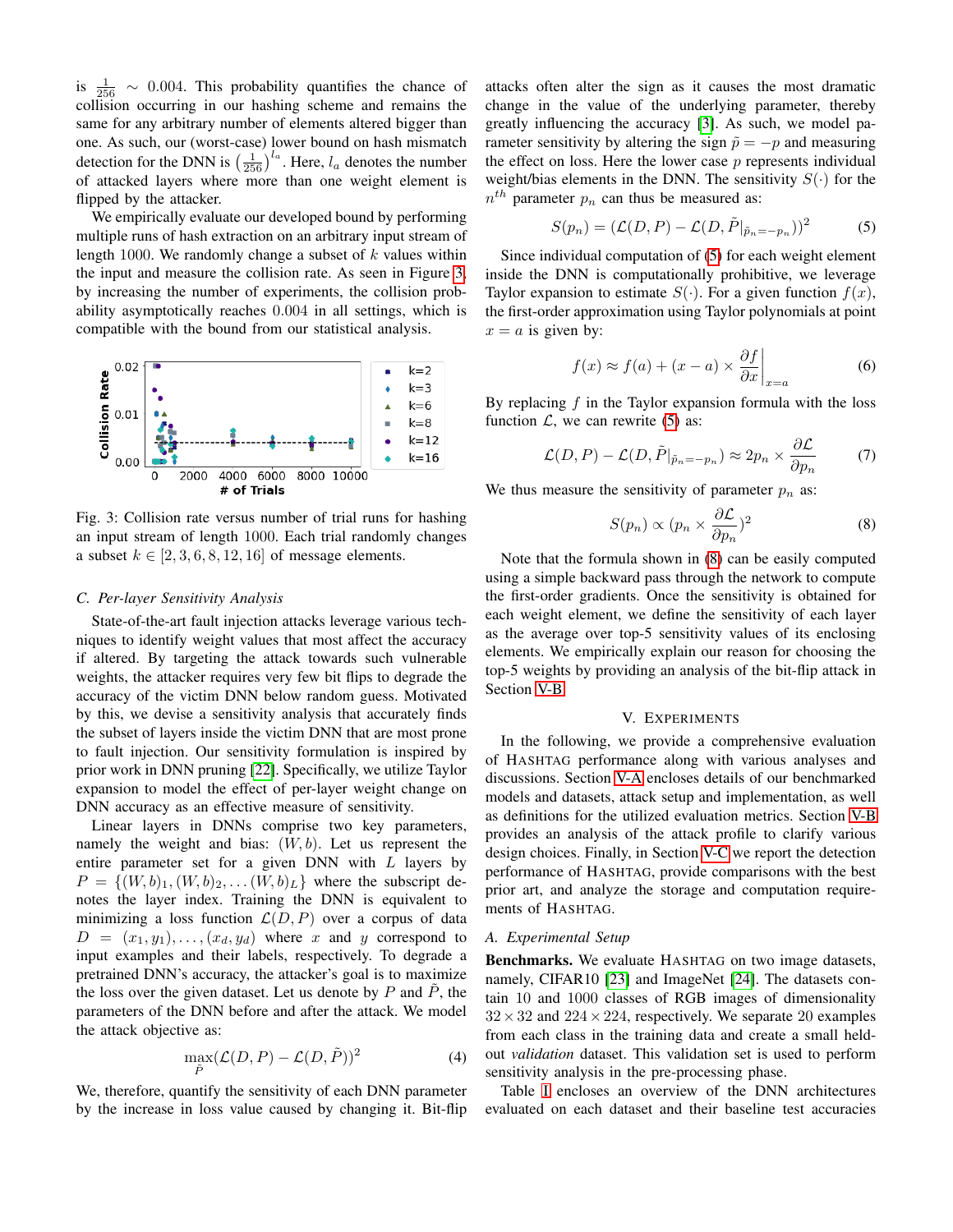is $\frac{1}{256} \sim 0.004$. This probability quantifies the chance of collision occurring in our hashing scheme and remains the same for any arbitrary number of elements altered bigger than one. As such, our (worst-case) lower bound on hash mismatch detection for the DNN is $\left(\frac{1}{256}\right)^{l_a}$. Here, $l_a$ denotes the number of attacked layers where more than one weight element is flipped by the attacker.

We empirically evaluate our developed bound by performing multiple runs of hash extraction on an arbitrary input stream of length 1000. We randomly change a subset of $k$ values within the input and measure the collision rate. As seen in Figure 3, by increasing the number of experiments, the collision probability asymptotically reaches 0.004 in all settings, which is compatible with the bound from our statistical analysis.

Fig. 3: Collision rate versus number of trial runs for hashing an input stream of length 1000. Each trial randomly changes a subset $k \in [2, 3, 6, 8, 12, 16]$ of message elements.

### C. Per-layer Sensitivity Analysis

State-of-the-art fault injection attacks leverage various techniques to identify weight values that most affect the accuracy if altered. By targeting the attack towards such vulnerable weights, the attacker requires very few bit flips to degrade the accuracy of the victim DNN below random guess. Motivated by this, we devise a sensitivity analysis that accurately finds the subset of layers inside the victim DNN that are most prone to fault injection. Our sensitivity formulation is inspired by prior work in DNN pruning [22]. Specifically, we utilize Taylor expansion to model the effect of per-layer weight change on DNN accuracy as an effective measure of sensitivity.

Linear layers in DNNs comprise two key parameters, namely the weight and bias: $(W, b)$. Let us represent the entire parameter set for a given DNN with $L$ layers by $P = \{(W, b)_1, (W, b)_2, \ldots (W, b)_L\}$ where the subscript denotes the layer index. Training the DNN is equivalent to minimizing a loss function $\mathcal{L}(D, P)$ over a corpus of data $D = (x_1, y_1), \ldots, (x_d, y_d)$ where $x$ and $y$ correspond to input examples and their labels, respectively. To degrade a pretrained DNN's accuracy, the attacker's goal is to maximize the loss over the given dataset. Let us denote by $P$ and $\tilde{P}$, the parameters of the DNN before and after the attack. We model the attack objective as:

$$\max_{\tilde{P}} (\mathcal{L}(D, P) - \mathcal{L}(D, \tilde{P}))^2 \tag{4}$$

We, therefore, quantify the sensitivity of each DNN parameter by the increase in loss value caused by changing it. Bit-flip attacks often alter the sign as it causes the most dramatic change in the value of the underlying parameter, thereby greatly influencing the accuracy [3]. As such, we model parameter sensitivity by altering the sign $\tilde{p} = -p$ and measuring the effect on loss. Here the lower case $p$ represents individual weight/bias elements in the DNN. The sensitivity $S(\cdot)$ for the $n^{th}$ parameter $p_n$ can thus be measured as:

$$S(p_n) = (\mathcal{L}(D, P) - \mathcal{L}(D, \tilde{P}|_{\tilde{p}_n = -p_n}))^2 \tag{5}$$

Since individual computation of (5) for each weight element inside the DNN is computationally prohibitive, we leverage Taylor expansion to estimate $S(\cdot)$. For a given function $f(x)$, the first-order approximation using Taylor polynomials at point $x = a$ is given by:

$$f(x) \approx f(a) + (x - a) \times \frac{\partial f}{\partial x}\bigg|_{x=a} \tag{6}$$

By replacing $f$ in the Taylor expansion formula with the loss function $\mathcal{L}$, we can rewrite (5) as:

$$\mathcal{L}(D, P) - \mathcal{L}(D, \tilde{P}|_{\tilde{p}_n = -p_n}) \approx 2p_n \times \frac{\partial \mathcal{L}}{\partial p_n} \tag{7}$$

We thus measure the sensitivity of parameter $p_n$ as:

$$S(p_n) \propto (p_n \times \frac{\partial \mathcal{L}}{\partial p_n})^2 \tag{8}$$

Note that the formula shown in (8) can be easily computed using a simple backward pass through the network to compute the first-order gradients. Once the sensitivity is obtained for each weight element, we define the sensitivity of each layer as the average over top-5 sensitivity values of its enclosing elements. We empirically explain our reason for choosing the top-5 weights by providing an analysis of the bit-flip attack in Section V-B.

## V. Experiments

In the following, we provide a comprehensive evaluation of HASHTAG performance along with various analyses and discussions. Section V-A encloses details of our benchmarked models and datasets, attack setup and implementation, as well as definitions for the utilized evaluation metrics. Section V-B provides an analysis of the attack profile to clarify various design choices. Finally, in Section V-C we report the detection performance of HASHTAG, provide comparisons with the best prior art, and analyze the storage and computation requirements of HASHTAG.

### A. Experimental Setup

**Benchmarks.** We evaluate HASHTAG on two image datasets, namely, CIFAR10 [23] and ImageNet [24]. The datasets contain 10 and 1000 classes of RGB images of dimensionality $32 \times 32$ and $224 \times 224$, respectively. We separate 20 examples from each class in the training data and create a small held-out *validation* dataset. This validation set is used to perform sensitivity analysis in the pre-processing phase.

Table I encloses an overview of the DNN architectures evaluated on each dataset and their baseline test accuracies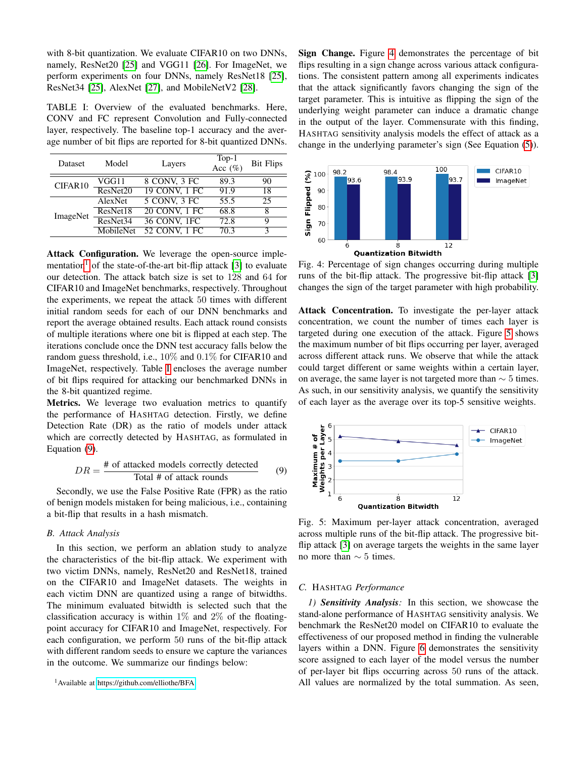with 8-bit quantization. We evaluate CIFAR10 on two DNNs, namely, ResNet20 [25] and VGG11 [26]. For ImageNet, we perform experiments on four DNNs, namely ResNet18 [25], ResNet34 [25], AlexNet [27], and MobileNetV2 [28].

TABLE I: Overview of the evaluated benchmarks. Here, CONV and FC represent Convolution and Fully-connected layer, respectively. The baseline top-1 accuracy and the average number of bit flips are reported for 8-bit quantized DNNs.

| Dataset | Model | Layers | Top-1 Acc (%) | Bit Flips |
|---|---|---|---|---|
| CIFAR10 | VGG11 | 8 CONV, 3 FC | 89.3 | 90 |
| | ResNet20 | 19 CONV, 1 FC | 91.9 | 18 |
| ImageNet | AlexNet | 5 CONV, 3 FC | 55.5 | 25 |
| | ResNet18 | 20 CONV, 1 FC | 68.8 | 8 |
| | ResNet34 | 36 CONV, 1FC | 72.8 | 9 |
| | MobileNet | 52 CONV, 1 FC | 70.3 | 3 |

**Attack Configuration.** We leverage the open-source implementation[1] of the state-of-the-art bit-flip attack [3] to evaluate our detection. The attack batch size is set to 128 and 64 for CIFAR10 and ImageNet benchmarks, respectively. Throughout the experiments, we repeat the attack 50 times with different initial random seeds for each of our DNN benchmarks and report the average obtained results. Each attack round consists of multiple iterations where one bit is flipped at each step. The iterations conclude once the DNN test accuracy falls below the random guess threshold, i.e., $10\%$ and $0.1\%$ for CIFAR10 and ImageNet, respectively. Table I encloses the average number of bit flips required for attacking our benchmarked DNNs in the 8-bit quantized regime.

**Metrics.** We leverage two evaluation metrics to quantify the performance of HASHTAG detection. Firstly, we define Detection Rate (DR) as the ratio of models under attack which are correctly detected by HASHTAG, as formulated in Equation (9).

$$DR = \frac{\text{\# of attacked models correctly detected}}{\text{Total \# of attack rounds}} \tag{9}$$

Secondly, we use the False Positive Rate (FPR) as the ratio of benign models mistaken for being malicious, i.e., containing a bit-flip that results in a hash mismatch.

### B. Attack Analysis

In this section, we perform an ablation study to analyze the characteristics of the bit-flip attack. We experiment with two victim DNNs, namely, ResNet20 and ResNet18, trained on the CIFAR10 and ImageNet datasets. The weights in each victim DNN are quantized using a range of bitwidths. The minimum evaluated bitwidth is selected such that the classification accuracy is within $1\%$ and $2\%$ of the floating-point accuracy for CIFAR10 and ImageNet, respectively. For each configuration, we perform 50 runs of the bit-flip attack with different random seeds to ensure we capture the variances in the outcome. We summarize our findings below:

[1] Available at https://github.com/elliothe/BFA

**Sign Change.** Figure 4 demonstrates the percentage of bit flips resulting in a sign change across various attack configurations. The consistent pattern among all experiments indicates that the attack significantly favors changing the sign of the target parameter. This is intuitive as flipping the sign of the underlying weight parameter can induce a dramatic change in the output of the layer. Commensurate with this finding, HASHTAG sensitivity analysis models the effect of attack as a change in the underlying parameter's sign (See Equation (5)).

Fig. 4: Percentage of sign changes occurring during multiple runs of the bit-flip attack. The progressive bit-flip attack [3] changes the sign of the target parameter with high probability.

**Attack Concentration.** To investigate the per-layer attack concentration, we count the number of times each layer is targeted during one execution of the attack. Figure 5 shows the maximum number of bit flips occurring per layer, averaged across different attack runs. We observe that while the attack could target different or same weights within a certain layer, on average, the same layer is not targeted more than $\sim 5$ times. As such, in our sensitivity analysis, we quantify the sensitivity of each layer as the average over its top-5 sensitive weights.

Fig. 5: Maximum per-layer attack concentration, averaged across multiple runs of the bit-flip attack. The progressive bit-flip attack [3] on average targets the weights in the same layer no more than $\sim 5$ times.

### C. HASHTAG Performance

*1) **Sensitivity Analysis**:* In this section, we showcase the stand-alone performance of HASHTAG sensitivity analysis. We benchmark the ResNet20 model on CIFAR10 to evaluate the effectiveness of our proposed method in finding the vulnerable layers within a DNN. Figure 6 demonstrates the sensitivity score assigned to each layer of the model versus the number of per-layer bit flips occurring across 50 runs of the attack. All values are normalized by the total summation. As seen,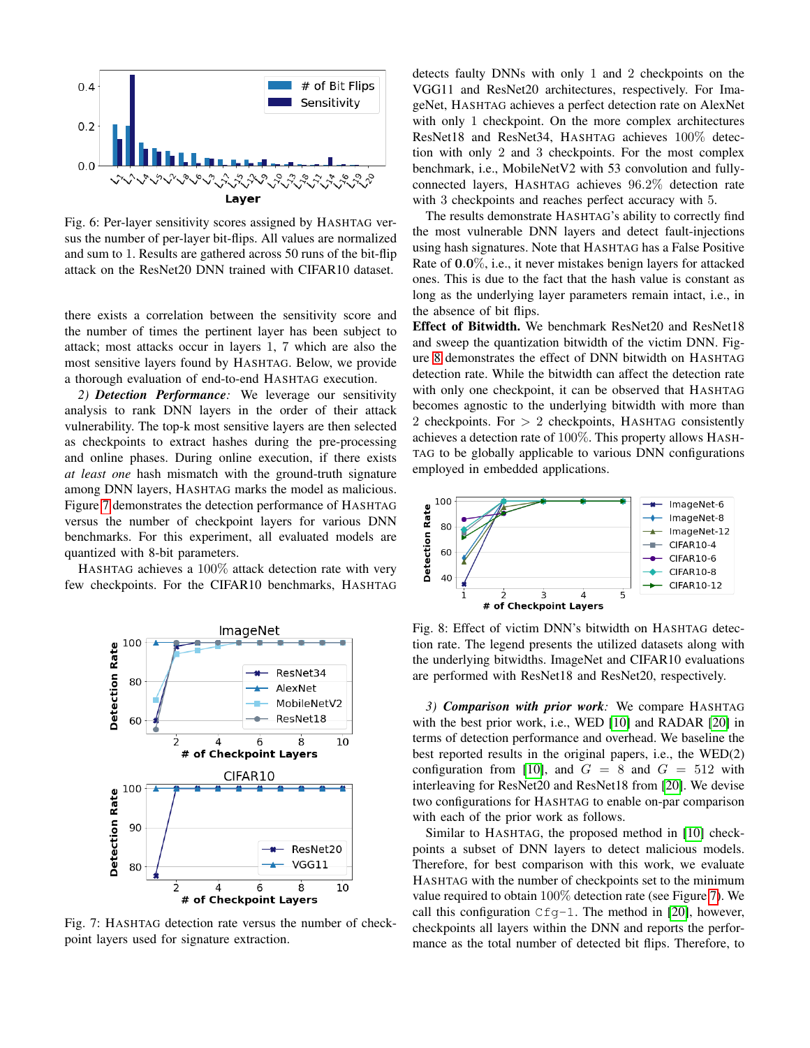Fig. 6: Per-layer sensitivity scores assigned by HASHTAG versus the number of per-layer bit-flips. All values are normalized and sum to 1. Results are gathered across 50 runs of the bit-flip attack on the ResNet20 DNN trained with CIFAR10 dataset.

there exists a correlation between the sensitivity score and the number of times the pertinent layer has been subject to attack; most attacks occur in layers 1, 7 which are also the most sensitive layers found by HASHTAG. Below, we provide a thorough evaluation of end-to-end HASHTAG execution.

*2) **Detection Performance**:* We leverage our sensitivity analysis to rank DNN layers in the order of their attack vulnerability. The top-k most sensitive layers are then selected as checkpoints to extract hashes during the pre-processing and online phases. During online execution, if there exists *at least one* hash mismatch with the ground-truth signature among DNN layers, HASHTAG marks the model as malicious. Figure 7 demonstrates the detection performance of HASHTAG versus the number of checkpoint layers for various DNN benchmarks. For this experiment, all evaluated models are quantized with 8-bit parameters.

HASHTAG achieves a 100% attack detection rate with very few checkpoints. For the CIFAR10 benchmarks, HASHTAG detects faulty DNNs with only 1 and 2 checkpoints on the VGG11 and ResNet20 architectures, respectively. For ImageNet, HASHTAG achieves a perfect detection rate on AlexNet with only 1 checkpoint. On the more complex architectures ResNet18 and ResNet34, HASHTAG achieves 100% detection with only 2 and 3 checkpoints. For the most complex benchmark, i.e., MobileNetV2 with 53 convolution and fully-connected layers, HASHTAG achieves 96.2% detection rate with 3 checkpoints and reaches perfect accuracy with 5.

Fig. 7: HASHTAG detection rate versus the number of checkpoint layers used for signature extraction.

The results demonstrate HASHTAG's ability to correctly find the most vulnerable DNN layers and detect fault-injections using hash signatures. Note that HASHTAG has a False Positive Rate of 0.0%, i.e., it never mistakes benign layers for attacked ones. This is due to the fact that the hash value is constant as long as the underlying layer parameters remain intact, i.e., in the absence of bit flips.

**Effect of Bitwidth.** We benchmark ResNet20 and ResNet18 and sweep the quantization bitwidth of the victim DNN. Figure 8 demonstrates the effect of DNN bitwidth on HASHTAG detection rate. While the bitwidth can affect the detection rate with only one checkpoint, it can be observed that HASHTAG becomes agnostic to the underlying bitwidth with more than 2 checkpoints. For $>$ 2 checkpoints, HASHTAG consistently achieves a detection rate of 100%. This property allows HASHTAG to be globally applicable to various DNN configurations employed in embedded applications.

Fig. 8: Effect of victim DNN's bitwidth on HASHTAG detection rate. The legend presents the utilized datasets along with the underlying bitwidths. ImageNet and CIFAR10 evaluations are performed with ResNet18 and ResNet20, respectively.

*3) **Comparison with prior work**:* We compare HASHTAG with the best prior work, i.e., WED [10] and RADAR [20] in terms of detection performance and overhead. We baseline the best reported results in the original papers, i.e., the WED(2) configuration from [10], and $G = 8$ and $G = 512$ with interleaving for ResNet20 and ResNet18 from [20]. We devise two configurations for HASHTAG to enable on-par comparison with each of the prior work as follows.

Similar to HASHTAG, the proposed method in [10] checkpoints a subset of DNN layers to detect malicious models. Therefore, for best comparison with this work, we evaluate HASHTAG with the number of checkpoints set to the minimum value required to obtain 100% detection rate (see Figure 7). We call this configuration `Cfg-1`. The method in [20], however, checkpoints all layers within the DNN and reports the performance as the total number of detected bit flips. Therefore, to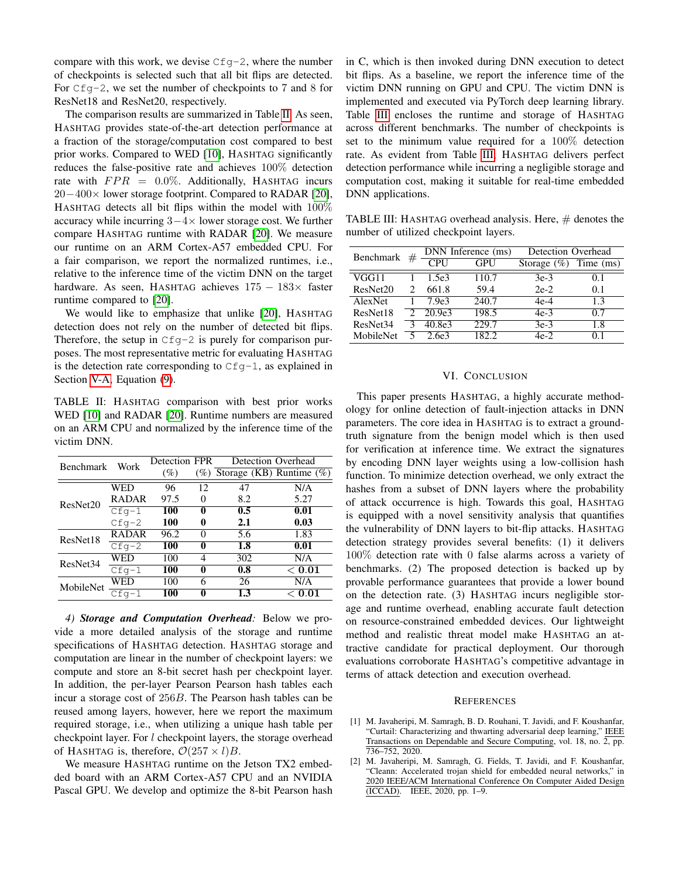compare with this work, we devise `Cfg-2`, where the number of checkpoints is selected such that all bit flips are detected. For `Cfg-2`, we set the number of checkpoints to 7 and 8 for ResNet18 and ResNet20, respectively.

The comparison results are summarized in Table II. As seen, HASHTAG provides state-of-the-art detection performance at a fraction of the storage/computation cost compared to best prior works. Compared to WED [10], HASHTAG significantly reduces the false-positive rate and achieves 100% detection rate with $FPR = 0.0\%$. Additionally, HASHTAG incurs $20-400\times$ lower storage footprint. Compared to RADAR [20], HASHTAG detects all bit flips within the model with 100% accuracy while incurring $3-4\times$ lower storage cost. We further compare HASHTAG runtime with RADAR [20]. We measure our runtime on an ARM Cortex-A57 embedded CPU. For a fair comparison, we report the normalized runtimes, i.e., relative to the inference time of the victim DNN on the target hardware. As seen, HASHTAG achieves $175-183\times$ faster runtime compared to [20].

We would like to emphasize that unlike [20], HASHTAG detection does not rely on the number of detected bit flips. Therefore, the setup in `Cfg-2` is purely for comparison purposes. The most representative metric for evaluating HASHTAG is the detection rate corresponding to `Cfg-1`, as explained in Section V-A, Equation (9).

TABLE II: HASHTAG comparison with best prior works WED [10] and RADAR [20]. Runtime numbers are measured on an ARM CPU and normalized by the inference time of the victim DNN.

| Benchmark | Work | Detection (%) | FPR (%) | Detection Overhead Storage (KB) | Runtime (%) |
|---|---|---|---|---|---|
| ResNet20 | WED | 96 | 12 | 47 | N/A |
| | RADAR | 97.5 | 0 | 8.2 | 5.27 |
| | `Cfg-1` | **100** | **0** | **0.5** | **0.01** |
| | `Cfg-2` | **100** | **0** | **2.1** | **0.03** |
| ResNet18 | RADAR | 96.2 | 0 | 5.6 | 1.83 |
| | `Cfg-2` | **100** | **0** | **1.8** | **0.01** |
| ResNet34 | WED | 100 | 4 | 302 | N/A |
| | `Cfg-1` | **100** | **0** | **0.8** | $< \mathbf{0.01}$ |
| MobileNet | WED | 100 | 6 | 26 | N/A |
| | `Cfg-1` | **100** | **0** | **1.3** | $< \mathbf{0.01}$ |

*4) **Storage and Computation Overhead**:* Below we provide a more detailed analysis of the storage and runtime specifications of HASHTAG detection. HASHTAG storage and computation are linear in the number of checkpoint layers: we compute and store an 8-bit secret hash per checkpoint layer. In addition, the per-layer Pearson Pearson hash tables each incur a storage cost of $256B$. The Pearson hash tables can be reused among layers, however, here we report the maximum required storage, i.e., when utilizing a unique hash table per checkpoint layer. For $l$ checkpoint layers, the storage overhead of HASHTAG is, therefore, $\mathcal{O}(257 \times l)B$.

We measure HASHTAG runtime on the Jetson TX2 embedded board with an ARM Cortex-A57 CPU and an NVIDIA Pascal GPU. We develop and optimize the 8-bit Pearson hash in C, which is then invoked during DNN execution to detect bit flips. As a baseline, we report the inference time of the victim DNN running on GPU and CPU. The victim DNN is implemented and executed via PyTorch deep learning library. Table III encloses the runtime and storage of HASHTAG across different benchmarks. The number of checkpoints is set to the minimum value required for a 100% detection rate. As evident from Table III, HASHTAG delivers perfect detection performance while incurring a negligible storage and computation cost, making it suitable for real-time embedded DNN applications.

TABLE III: HASHTAG overhead analysis. Here, # denotes the number of utilized checkpoint layers.

| Benchmark | # | DNN Inference (ms) CPU | GPU | Detection Overhead Storage (%) | Time (ms) |
|---|---|---|---|---|---|
| VGG11 | 1 | 1.5e3 | 110.7 | 3e-3 | 0.1 |
| ResNet20 | 2 | 661.8 | 59.4 | 2e-2 | 0.1 |
| AlexNet | 1 | 7.9e3 | 240.7 | 4e-4 | 1.3 |
| ResNet18 | 2 | 20.9e3 | 198.5 | 4e-3 | 0.7 |
| ResNet34 | 3 | 40.8e3 | 229.7 | 3e-3 | 1.8 |
| MobileNet | 5 | 2.6e3 | 182.2 | 4e-2 | 0.1 |

## VI. Conclusion

This paper presents HASHTAG, a highly accurate methodology for online detection of fault-injection attacks in DNN parameters. The core idea in HASHTAG is to extract a ground-truth signature from the benign model which is then used for verification at inference time. We extract the signatures by encoding DNN layer weights using a low-collision hash function. To minimize detection overhead, we only extract the hashes from a subset of DNN layers where the probability of attack occurrence is high. Towards this goal, HASHTAG is equipped with a novel sensitivity analysis that quantifies the vulnerability of DNN layers to bit-flip attacks. HASHTAG detection strategy provides several benefits: (1) it delivers 100% detection rate with 0 false alarms across a variety of benchmarks. (2) The proposed detection is backed up by provable performance guarantees that provide a lower bound on the detection rate. (3) HASHTAG incurs negligible storage and runtime overhead, enabling accurate fault detection on resource-constrained embedded devices. Our lightweight method and realistic threat model make HASHTAG an attractive candidate for practical deployment. Our thorough evaluations corroborate HASHTAG's competitive advantage in terms of attack detection and execution overhead.

## References

[1] M. Javaheripi, M. Samragh, B. D. Rouhani, T. Javidi, and F. Koushanfar, "Curtail: Characterizing and thwarting adversarial deep learning," IEEE Transactions on Dependable and Secure Computing, vol. 18, no. 2, pp. 736–752, 2020.

[2] M. Javaheripi, M. Samragh, G. Fields, T. Javidi, and F. Koushanfar, "Cleann: Accelerated trojan shield for embedded neural networks," in 2020 IEEE/ACM International Conference On Computer Aided Design (ICCAD). IEEE, 2020, pp. 1–9.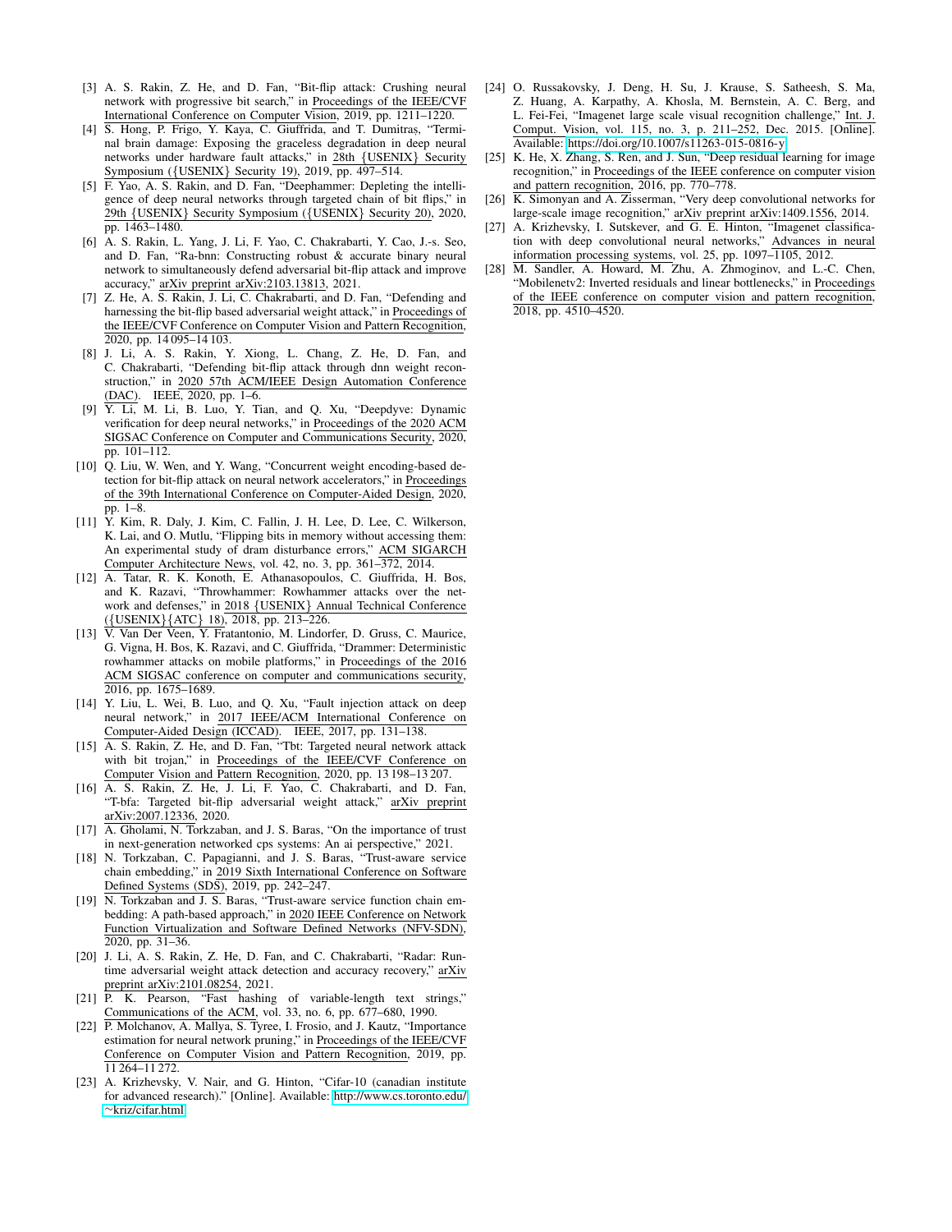[3] A. S. Rakin, Z. He, and D. Fan, "Bit-flip attack: Crushing neural network with progressive bit search," in Proceedings of the IEEE/CVF International Conference on Computer Vision, 2019, pp. 1211–1220.

[4] S. Hong, P. Frigo, Y. Kaya, C. Giuffrida, and T. Dumitraș, "Terminal brain damage: Exposing the graceless degradation in deep neural networks under hardware fault attacks," in 28th {USENIX} Security Symposium ({USENIX} Security 19), 2019, pp. 497–514.

[5] F. Yao, A. S. Rakin, and D. Fan, "Deephammer: Depleting the intelligence of deep neural networks through targeted chain of bit flips," in 29th {USENIX} Security Symposium ({USENIX} Security 20), 2020, pp. 1463–1480.

[6] A. S. Rakin, L. Yang, J. Li, F. Yao, C. Chakrabarti, Y. Cao, J.-s. Seo, and D. Fan, "Ra-bnn: Constructing robust & accurate binary neural network to simultaneously defend adversarial bit-flip attack and improve accuracy," arXiv preprint arXiv:2103.13813, 2021.

[7] Z. He, A. S. Rakin, J. Li, C. Chakrabarti, and D. Fan, "Defending and harnessing the bit-flip based adversarial weight attack," in Proceedings of the IEEE/CVF Conference on Computer Vision and Pattern Recognition, 2020, pp. 14 095–14 103.

[8] J. Li, A. S. Rakin, Y. Xiong, L. Chang, Z. He, D. Fan, and C. Chakrabarti, "Defending bit-flip attack through dnn weight reconstruction," in 2020 57th ACM/IEEE Design Automation Conference (DAC). IEEE, 2020, pp. 1–6.

[9] Y. Li, M. Li, B. Luo, Y. Tian, and Q. Xu, "Deepdyve: Dynamic verification for deep neural networks," in Proceedings of the 2020 ACM SIGSAC Conference on Computer and Communications Security, 2020, pp. 101–112.

[10] Q. Liu, W. Wen, and Y. Wang, "Concurrent weight encoding-based detection for bit-flip attack on neural network accelerators," in Proceedings of the 39th International Conference on Computer-Aided Design, 2020, pp. 1–8.

[11] Y. Kim, R. Daly, J. Kim, C. Fallin, J. H. Lee, D. Lee, C. Wilkerson, K. Lai, and O. Mutlu, "Flipping bits in memory without accessing them: An experimental study of dram disturbance errors," ACM SIGARCH Computer Architecture News, vol. 42, no. 3, pp. 361–372, 2014.

[12] A. Tatar, R. K. Konoth, E. Athanasopoulos, C. Giuffrida, H. Bos, and K. Razavi, "Throwhammer: Rowhammer attacks over the network and defenses," in 2018 {USENIX} Annual Technical Conference ({USENIX}{ATC} 18), 2018, pp. 213–226.

[13] V. Van Der Veen, Y. Fratantonio, M. Lindorfer, D. Gruss, C. Maurice, G. Vigna, H. Bos, K. Razavi, and C. Giuffrida, "Drammer: Deterministic rowhammer attacks on mobile platforms," in Proceedings of the 2016 ACM SIGSAC conference on computer and communications security, 2016, pp. 1675–1689.

[14] Y. Liu, L. Wei, B. Luo, and Q. Xu, "Fault injection attack on deep neural network," in 2017 IEEE/ACM International Conference on Computer-Aided Design (ICCAD). IEEE, 2017, pp. 131–138.

[15] A. S. Rakin, Z. He, and D. Fan, "Tbt: Targeted neural network attack with bit trojan," in Proceedings of the IEEE/CVF Conference on Computer Vision and Pattern Recognition, 2020, pp. 13 198–13 207.

[16] A. S. Rakin, Z. He, J. Li, F. Yao, C. Chakrabarti, and D. Fan, "T-bfa: Targeted bit-flip adversarial weight attack," arXiv preprint arXiv:2007.12336, 2020.

[17] A. Gholami, N. Torkzaban, and J. S. Baras, "On the importance of trust in next-generation networked cps systems: An ai perspective," 2021.

[18] N. Torkzaban, C. Papagianni, and J. S. Baras, "Trust-aware service chain embedding," in 2019 Sixth International Conference on Software Defined Systems (SDS), 2019, pp. 242–247.

[19] N. Torkzaban and J. S. Baras, "Trust-aware service function chain embedding: A path-based approach," in 2020 IEEE Conference on Network Function Virtualization and Software Defined Networks (NFV-SDN), 2020, pp. 31–36.

[20] J. Li, A. S. Rakin, Z. He, D. Fan, and C. Chakrabarti, "Radar: Runtime adversarial weight attack detection and accuracy recovery," arXiv preprint arXiv:2101.08254, 2021.

[21] P. K. Pearson, "Fast hashing of variable-length text strings," Communications of the ACM, vol. 33, no. 6, pp. 677–680, 1990.

[22] P. Molchanov, A. Mallya, S. Tyree, I. Frosio, and J. Kautz, "Importance estimation for neural network pruning," in Proceedings of the IEEE/CVF Conference on Computer Vision and Pattern Recognition, 2019, pp. 11 264–11 272.

[23] A. Krizhevsky, V. Nair, and G. Hinton, "Cifar-10 (canadian institute for advanced research)." [Online]. Available: http://www.cs.toronto.edu/~kriz/cifar.html

[24] O. Russakovsky, J. Deng, H. Su, J. Krause, S. Satheesh, S. Ma, Z. Huang, A. Karpathy, A. Khosla, M. Bernstein, A. C. Berg, and L. Fei-Fei, "Imagenet large scale visual recognition challenge," Int. J. Comput. Vision, vol. 115, no. 3, p. 211–252, Dec. 2015. [Online]. Available: https://doi.org/10.1007/s11263-015-0816-y

[25] K. He, X. Zhang, S. Ren, and J. Sun, "Deep residual learning for image recognition," in Proceedings of the IEEE conference on computer vision and pattern recognition, 2016, pp. 770–778.

[26] K. Simonyan and A. Zisserman, "Very deep convolutional networks for large-scale image recognition," arXiv preprint arXiv:1409.1556, 2014.

[27] A. Krizhevsky, I. Sutskever, and G. E. Hinton, "Imagenet classification with deep convolutional neural networks," Advances in neural information processing systems, vol. 25, pp. 1097–1105, 2012.

[28] M. Sandler, A. Howard, M. Zhu, A. Zhmoginov, and L.-C. Chen, "Mobilenetv2: Inverted residuals and linear bottlenecks," in Proceedings of the IEEE conference on computer vision and pattern recognition, 2018, pp. 4510–4520.